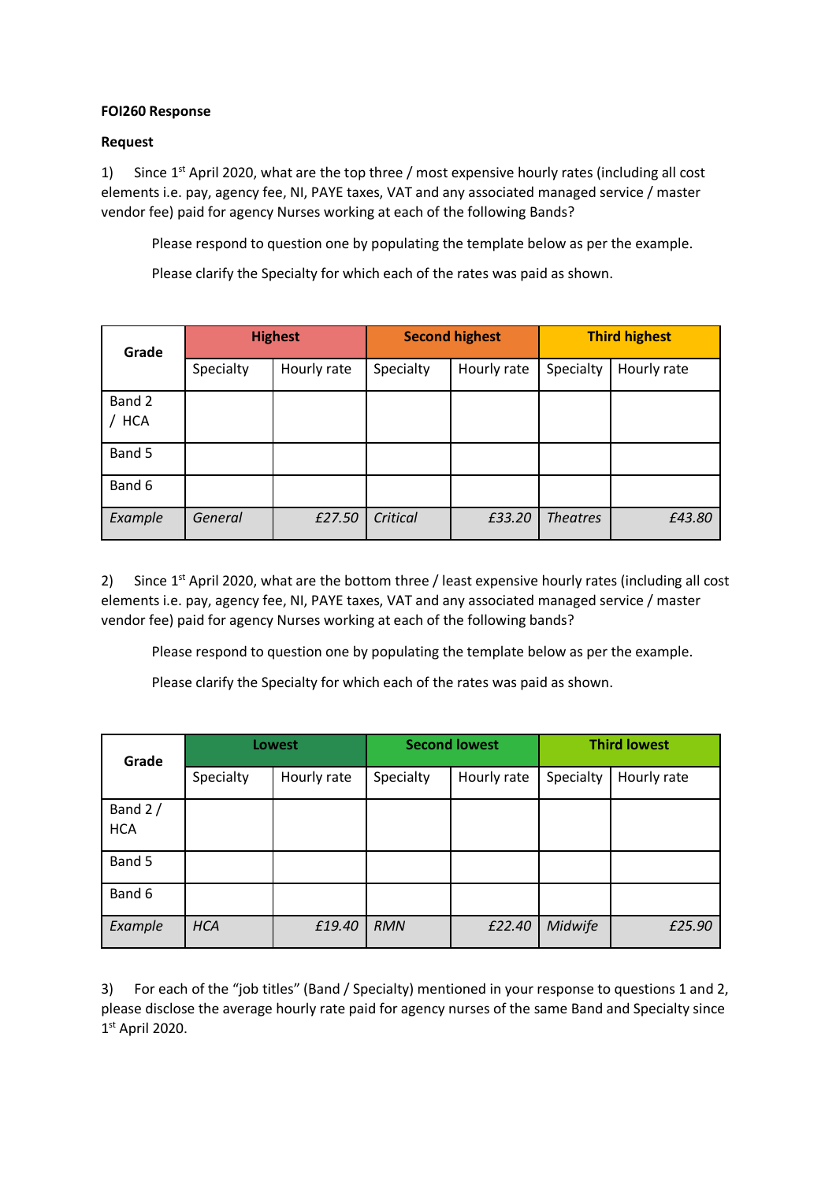**FOI260 Response**

**Request**

1) Since 1st April 2020, what are the top three / most expensive hourly rates (including all cost elements i.e. pay, agency fee, NI, PAYE taxes, VAT and any associated managed service / master vendor fee) paid for agency Nurses working at each of the following Bands?

Please respond to question one by populating the template below as per the example.

Please clarify the Specialty for which each of the rates was paid as shown.

| Grade | Highest | | Second highest | | Third highest | |
|---|---|---|---|---|---|---|
| | Specialty | Hourly rate | Specialty | Hourly rate | Specialty | Hourly rate |
| Band 2 / HCA | | | | | | |
| Band 5 | | | | | | |
| Band 6 | | | | | | |
| *Example* | *General* | *£27.50* | *Critical* | *£33.20* | *Theatres* | *£43.80* |

2) Since 1st April 2020, what are the bottom three / least expensive hourly rates (including all cost elements i.e. pay, agency fee, NI, PAYE taxes, VAT and any associated managed service / master vendor fee) paid for agency Nurses working at each of the following bands?

Please respond to question one by populating the template below as per the example.

Please clarify the Specialty for which each of the rates was paid as shown.

| Grade | Lowest | | Second lowest | | Third lowest | |
|---|---|---|---|---|---|---|
| | Specialty | Hourly rate | Specialty | Hourly rate | Specialty | Hourly rate |
| Band 2 / HCA | | | | | | |
| Band 5 | | | | | | |
| Band 6 | | | | | | |
| *Example* | *HCA* | *£19.40* | *RMN* | *£22.40* | *Midwife* | *£25.90* |

3) For each of the "job titles" (Band / Specialty) mentioned in your response to questions 1 and 2, please disclose the average hourly rate paid for agency nurses of the same Band and Specialty since 1st April 2020.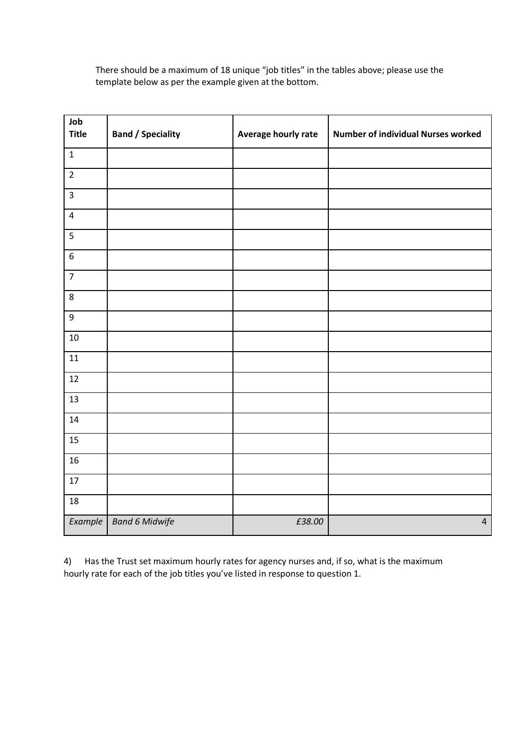There should be a maximum of 18 unique "job titles" in the tables above; please use the template below as per the example given at the bottom.

| Job Title | Band / Speciality | Average hourly rate | Number of individual Nurses worked |
|---|---|---|---|
| 1 | | | |
| 2 | | | |
| 3 | | | |
| 4 | | | |
| 5 | | | |
| 6 | | | |
| 7 | | | |
| 8 | | | |
| 9 | | | |
| 10 | | | |
| 11 | | | |
| 12 | | | |
| 13 | | | |
| 14 | | | |
| 15 | | | |
| 16 | | | |
| 17 | | | |
| 18 | | | |
| *Example* | *Band 6 Midwife* | *£38.00* | 4 |

4) Has the Trust set maximum hourly rates for agency nurses and, if so, what is the maximum hourly rate for each of the job titles you've listed in response to question 1.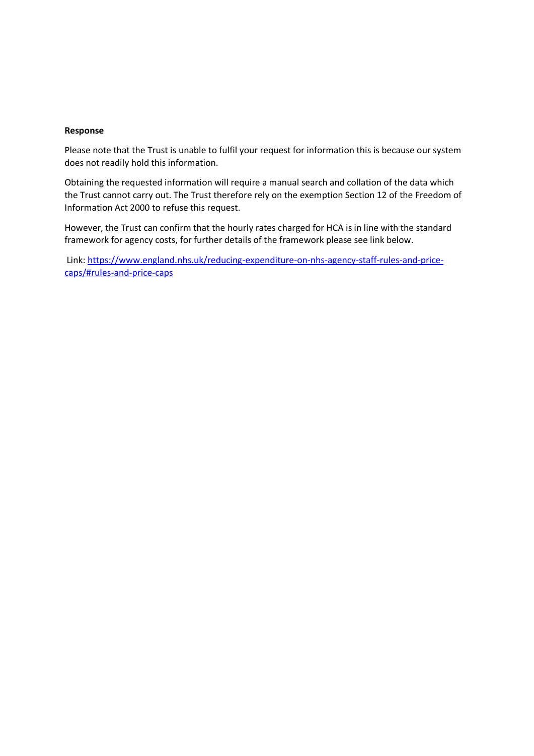**Response**

Please note that the Trust is unable to fulfil your request for information this is because our system does not readily hold this information.

Obtaining the requested information will require a manual search and collation of the data which the Trust cannot carry out. The Trust therefore rely on the exemption Section 12 of the Freedom of Information Act 2000 to refuse this request.

However, the Trust can confirm that the hourly rates charged for HCA is in line with the standard framework for agency costs, for further details of the framework please see link below.

Link: [https://www.england.nhs.uk/reducing-expenditure-on-nhs-agency-staff-rules-and-price-caps/#rules-and-price-caps](https://www.england.nhs.uk/reducing-expenditure-on-nhs-agency-staff-rules-and-price-caps/#rules-and-price-caps)